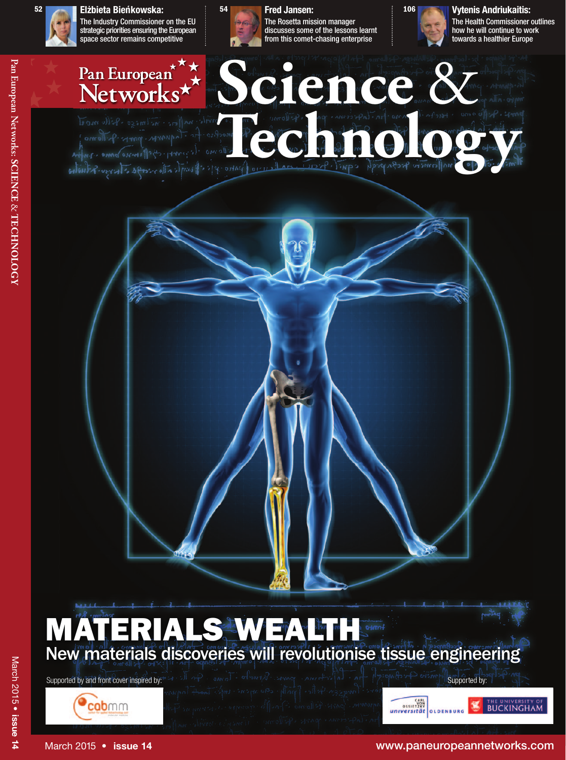**52** **Elżbieta Bieńkowska:**
The Industry Commissioner on the EU strategic priorities ensuring the European space sector remains competitive

**54** **Fred Jansen:**
The Rosetta mission manager discusses some of the lessons learnt from this comet-chasing enterprise

**106** **Vytenis Andriukaitis:**
The Health Commissioner outlines how he will continue to work towards a healthier Europe

Pan European Networks

# Science & Technology

# MATERIALS WEALTH

## New materials discoveries will revolutionise tissue engineering

Supported by and front cover inspired by: cabmm

Supported by: Carl von Ossietzky Universität Oldenburg; The University of Buckingham

March 2015 • **issue 14**

www.paneuropeannetworks.com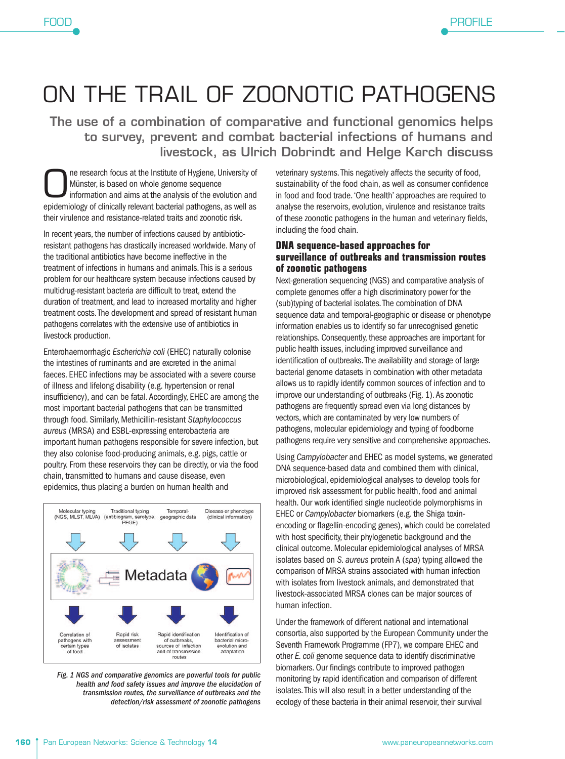# ON THE TRAIL OF ZOONOTIC PATHOGENS

## The use of a combination of comparative and functional genomics helps to survey, prevent and combat bacterial infections of humans and livestock, as Ulrich Dobrindt and Helge Karch discuss

One research focus at the Institute of Hygiene, University of Münster, is based on whole genome sequence information and aims at the analysis of the evolution and epidemiology of clinically relevant bacterial pathogens, as well as their virulence and resistance-related traits and zoonotic risk.

In recent years, the number of infections caused by antibiotic-resistant pathogens has drastically increased worldwide. Many of the traditional antibiotics have become ineffective in the treatment of infections in humans and animals. This is a serious problem for our healthcare system because infections caused by multidrug-resistant bacteria are difficult to treat, extend the duration of treatment, and lead to increased mortality and higher treatment costs. The development and spread of resistant human pathogens correlates with the extensive use of antibiotics in livestock production.

Enterohaemorrhagic *Escherichia coli* (EHEC) naturally colonise the intestines of ruminants and are excreted in the animal faeces. EHEC infections may be associated with a severe course of illness and lifelong disability (e.g. hypertension or renal insufficiency), and can be fatal. Accordingly, EHEC are among the most important bacterial pathogens that can be transmitted through food. Similarly, Methicillin-resistant *Staphylococcus aureus* (MRSA) and ESBL-expressing enterobacteria are important human pathogens responsible for severe infection, but they also colonise food-producing animals, e.g. pigs, cattle or poultry. From these reservoirs they can be directly, or via the food chain, transmitted to humans and cause disease, even epidemics, thus placing a burden on human health and veterinary systems. This negatively affects the security of food, sustainability of the food chain, as well as consumer confidence in food and food trade. 'One health' approaches are required to analyse the reservoirs, evolution, virulence and resistance traits of these zoonotic pathogens in the human and veterinary fields, including the food chain.

Molecular typing (NGS, MLST, MLVA) | Traditional typing (antibiogram, serotype, PFGE) | Temporal-geographic data | Disease or phenotype (clinical information)

Metadata

Correlation of pathogens with certain types of food | Rapid risk assessment of isolates | Rapid identification of outbreaks, sources of infection and of transmission routes | Identification of bacterial micro-evolution and adaptation

*Fig. 1 NGS and comparative genomics are powerful tools for public health and food safety issues and improve the elucidation of transmission routes, the surveillance of outbreaks and the detection/risk assessment of zoonotic pathogens*

### DNA sequence-based approaches for surveillance of outbreaks and transmission routes of zoonotic pathogens

Next-generation sequencing (NGS) and comparative analysis of complete genomes offer a high discriminatory power for the (sub)typing of bacterial isolates. The combination of DNA sequence data and temporal-geographic or disease or phenotype information enables us to identify so far unrecognised genetic relationships. Consequently, these approaches are important for public health issues, including improved surveillance and identification of outbreaks. The availability and storage of large bacterial genome datasets in combination with other metadata allows us to rapidly identify common sources of infection and to improve our understanding of outbreaks (Fig. 1). As zoonotic pathogens are frequently spread even via long distances by vectors, which are contaminated by very low numbers of pathogens, molecular epidemiology and typing of foodborne pathogens require very sensitive and comprehensive approaches.

Using *Campylobacter* and EHEC as model systems, we generated DNA sequence-based data and combined them with clinical, microbiological, epidemiological analyses to develop tools for improved risk assessment for public health, food and animal health. Our work identified single nucleotide polymorphisms in EHEC or *Campylobacter* biomarkers (e.g. the Shiga toxin-encoding or flagellin-encoding genes), which could be correlated with host specificity, their phylogenetic background and the clinical outcome. Molecular epidemiological analyses of MRSA isolates based on *S. aureus* protein A (*spa*) typing allowed the comparison of MRSA strains associated with human infection with isolates from livestock animals, and demonstrated that livestock-associated MRSA clones can be major sources of human infection.

Under the framework of different national and international consortia, also supported by the European Community under the Seventh Framework Programme (FP7), we compare EHEC and other *E. coli* genome sequence data to identify discriminative biomarkers. Our findings contribute to improved pathogen monitoring by rapid identification and comparison of different isolates. This will also result in a better understanding of the ecology of these bacteria in their animal reservoir, their survival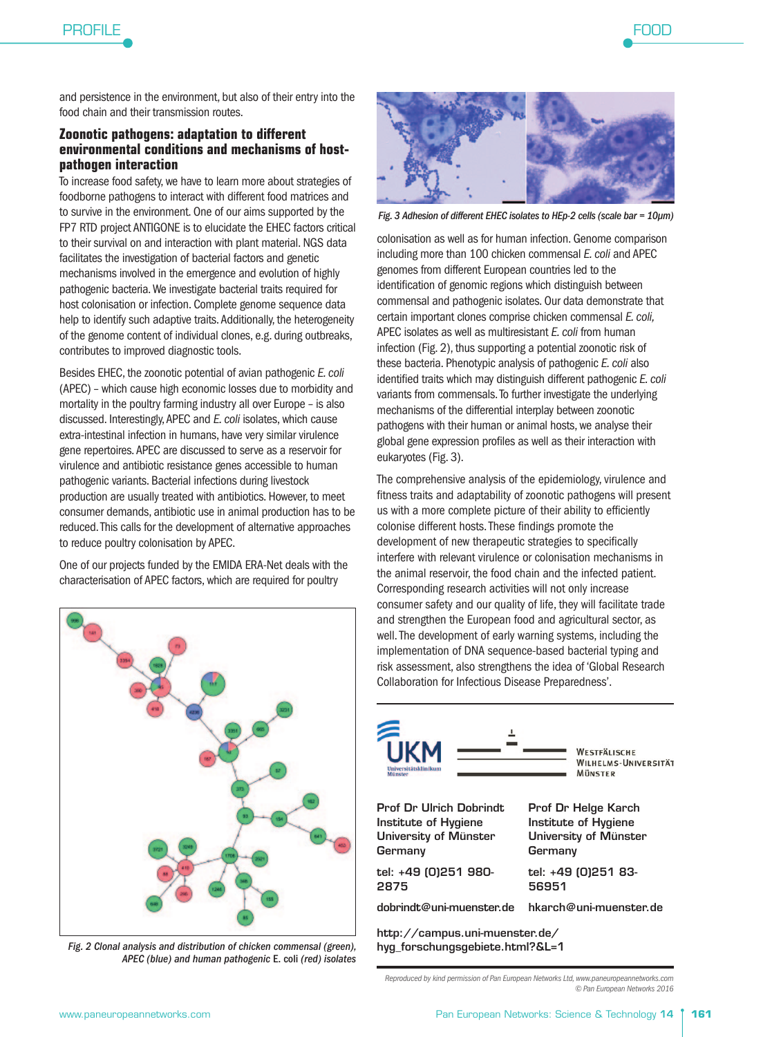and persistence in the environment, but also of their entry into the food chain and their transmission routes.

### Zoonotic pathogens: adaptation to different environmental conditions and mechanisms of host-pathogen interaction

To increase food safety, we have to learn more about strategies of foodborne pathogens to interact with different food matrices and to survive in the environment. One of our aims supported by the FP7 RTD project ANTIGONE is to elucidate the EHEC factors critical to their survival on and interaction with plant material. NGS data facilitates the investigation of bacterial factors and genetic mechanisms involved in the emergence and evolution of highly pathogenic bacteria. We investigate bacterial traits required for host colonisation or infection. Complete genome sequence data help to identify such adaptive traits. Additionally, the heterogeneity of the genome content of individual clones, e.g. during outbreaks, contributes to improved diagnostic tools.

Besides EHEC, the zoonotic potential of avian pathogenic *E. coli* (APEC) – which cause high economic losses due to morbidity and mortality in the poultry farming industry all over Europe – is also discussed. Interestingly, APEC and *E. coli* isolates, which cause extra-intestinal infection in humans, have very similar virulence gene repertoires. APEC are discussed to serve as a reservoir for virulence and antibiotic resistance genes accessible to human pathogenic variants. Bacterial infections during livestock production are usually treated with antibiotics. However, to meet consumer demands, antibiotic use in animal production has to be reduced. This calls for the development of alternative approaches to reduce poultry colonisation by APEC.

One of our projects funded by the EMIDA ERA-Net deals with the characterisation of APEC factors, which are required for poultry colonisation as well as for human infection. Genome comparison including more than 100 chicken commensal *E. coli* and APEC genomes from different European countries led to the identification of genomic regions which distinguish between commensal and pathogenic isolates. Our data demonstrate that certain important clones comprise chicken commensal *E. coli*, APEC isolates as well as multiresistant *E. coli* from human infection (Fig. 2), thus supporting a potential zoonotic risk of these bacteria. Phenotypic analysis of pathogenic *E. coli* also identified traits which may distinguish different pathogenic *E. coli* variants from commensals. To further investigate the underlying mechanisms of the differential interplay between zoonotic pathogens with their human or animal hosts, we analyse their global gene expression profiles as well as their interaction with eukaryotes (Fig. 3).

Fig. 2 Clonal analysis and distribution of chicken commensal (green), APEC (blue) and human pathogenic *E. coli* (red) isolates

Fig. 3 Adhesion of different EHEC isolates to HEp-2 cells (scale bar = 10µm)

The comprehensive analysis of the epidemiology, virulence and fitness traits and adaptability of zoonotic pathogens will present us with a more complete picture of their ability to efficiently colonise different hosts. These findings promote the development of new therapeutic strategies to specifically interfere with relevant virulence or colonisation mechanisms in the animal reservoir, the food chain and the infected patient. Corresponding research activities will not only increase consumer safety and our quality of life, they will facilitate trade and strengthen the European food and agricultural sector, as well. The development of early warning systems, including the implementation of DNA sequence-based bacterial typing and risk assessment, also strengthens the idea of 'Global Research Collaboration for Infectious Disease Preparedness'.

UKM Universitätsklinikum Münster

Westfälische Wilhelms-Universität Münster

**Prof Dr Ulrich Dobrindt**
Institute of Hygiene
University of Münster
Germany

tel: +49 (0)251 980-2875

dobrindt@uni-muenster.de

**Prof Dr Helge Karch**
Institute of Hygiene
University of Münster
Germany

tel: +49 (0)251 83-56951

hkarch@uni-muenster.de

http://campus.uni-muenster.de/hyg_forschungsgebiete.html?&L=1

Reproduced by kind permission of Pan European Networks Ltd, www.paneuropeannetworks.com
© Pan European Networks 2016